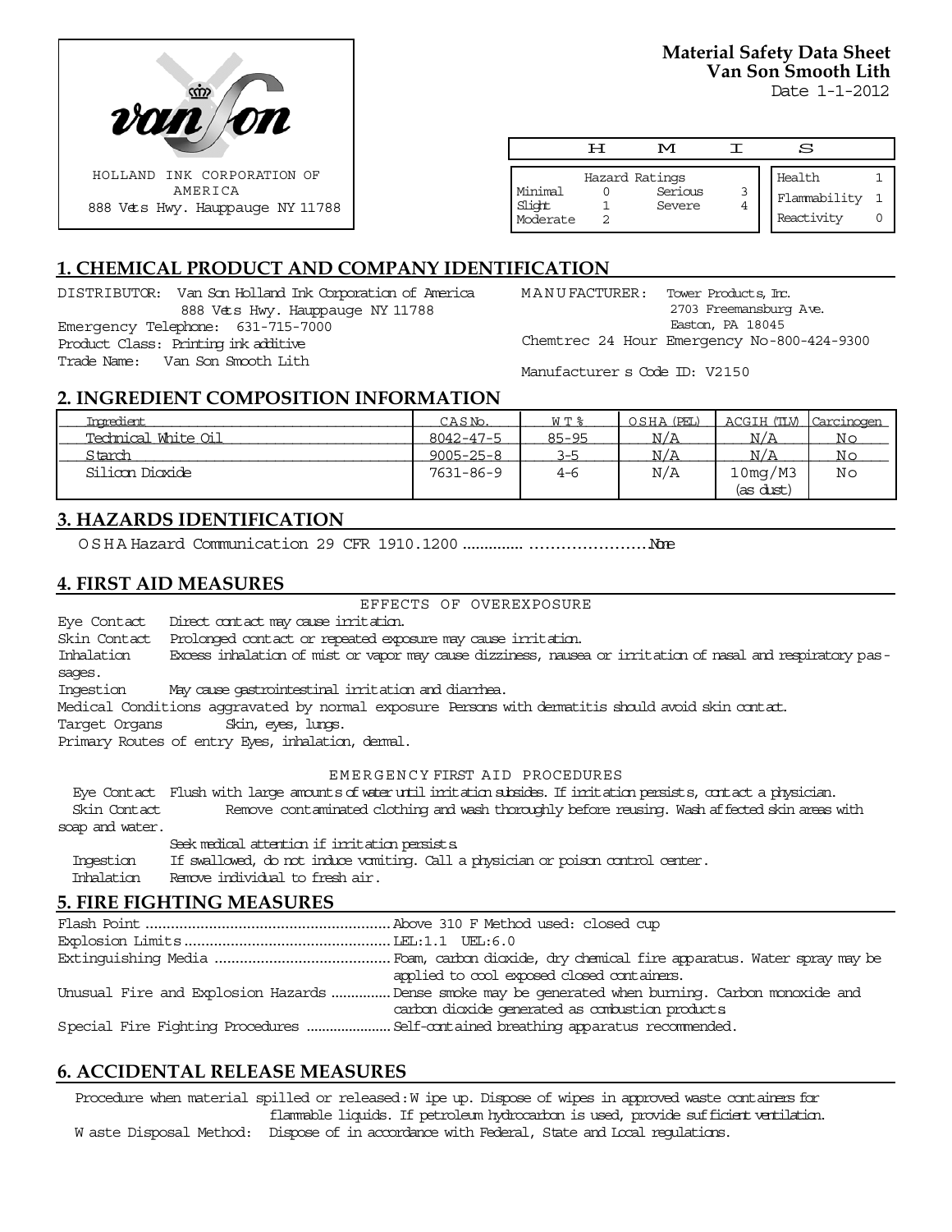HOLLAND INK CORPORATION OF AMERICA
888 Vets Hwy. Hauppauge NY 11788

**Material Safety Data Sheet**
**Van Son Smooth Lith**
Date 1-1-2012

| H | M | I | S |
|---|---|---|---|
| Hazard Ratings | | | |
| Minimal 0 | Serious 3 | Health | 1 |
| Slight 1 | Severe 4 | Flammability | 1 |
| Moderate 2 | | Reactivity | 0 |

## 1. CHEMICAL PRODUCT AND COMPANY IDENTIFICATION

DISTRIBUTOR: Van Son Holland Ink Corporation of America
888 Vets Hwy. Hauppauge NY 11788
Emergency Telephone: 631-715-7000
Product Class: Printing ink additive
Trade Name: Van Son Smooth Lith

MANUFACTURER: Tower Products, Inc.
2703 Freemansburg Ave.
Easton, PA 18045
Chemtrec 24 Hour Emergency No-800-424-9300

Manufacturer s Code ID: V2150

## 2. INGREDIENT COMPOSITION INFORMATION

| Ingredient | CAS No. | WT % | OSHA (PEL) | ACGIH (TLV) | Carcinogen |
|---|---|---|---|---|---|
| Technical White Oil | 8042-47-5 | 85-95 | N/A | N/A | No |
| Starch | 9005-25-8 | 3-5 | N/A | N/A | No |
| Silicon Dioxide | 7631-86-9 | 4-6 | N/A | 10mg/M3 (as dust) | No |

## 3. HAZARDS IDENTIFICATION

OSHA Hazard Communication 29 CFR 1910.1200 .............. ......................None

## 4. FIRST AID MEASURES

EFFECTS OF OVEREXPOSURE

Eye Contact Direct contact may cause irritation.
Skin Contact Prolonged contact or repeated exposure may cause irritation.
Inhalation Excess inhalation of mist or vapor may cause dizziness, nausea or irritation of nasal and respiratory passages.
Ingestion May cause gastrointestinal irritation and diarrhea.
Medical Conditions aggravated by normal exposure Persons with dermatitis should avoid skin contact.
Target Organs Skin, eyes, lungs.
Primary Routes of entry Eyes, inhalation, dermal.

EMERGENCY FIRST AID PROCEDURES

Eye Contact Flush with large amounts of water until irritation subsides. If irritation persists, contact a physician.
Skin Contact Remove contaminated clothing and wash thoroughly before reusing. Wash affected skin areas with soap and water.
Seek medical attention if irritation persists.
Ingestion If swallowed, do not induce vomiting. Call a physician or poison control center.
Inhalation Remove individual to fresh air.

## 5. FIRE FIGHTING MEASURES

Flash Point ........................................................ Above 310 F Method used: closed cup
Explosion Limits ................................................ LEL:1.1 UEL:6.0
Extinguishing Media .......................................... Foam, carbon dioxide, dry chemical fire apparatus. Water spray may be applied to cool exposed closed containers.
Unusual Fire and Explosion Hazards .............. Dense smoke may be generated when burning. Carbon monoxide and carbon dioxide generated as combustion products
Special Fire Fighting Procedures ..................... Self-contained breathing apparatus recommended.

## 6. ACCIDENTAL RELEASE MEASURES

Procedure when material spilled or released: Wipe up. Dispose of wipes in approved waste containers for flammable liquids. If petroleum hydrocarbon is used, provide sufficient ventilation.
Waste Disposal Method: Dispose of in accordance with Federal, State and Local regulations.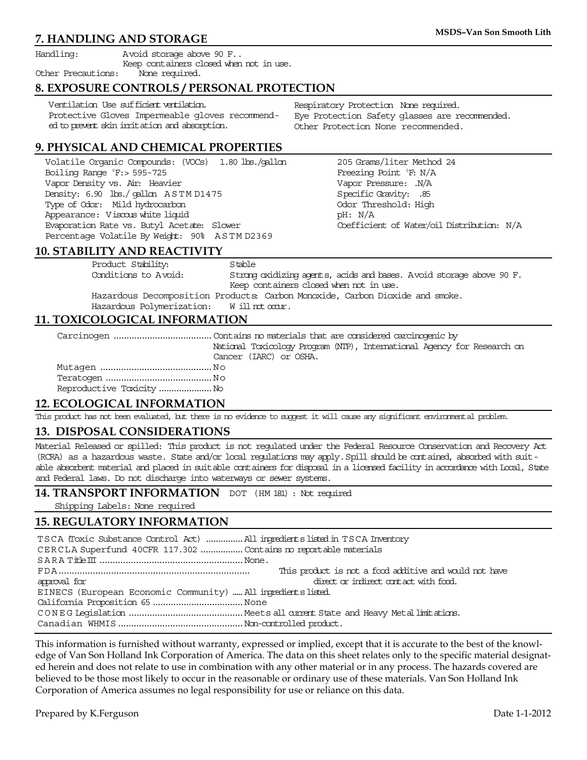## 7. HANDLING AND STORAGE

Handling: Avoid storage above 90 F..
Keep containers closed when not in use.
Other Precautions: None required.

## 8. EXPOSURE CONTROLS / PERSONAL PROTECTION

Ventilation Use sufficient ventilation.
Protective Gloves Impermeable gloves recommended to prevent skin irritation and absorption.

Respiratory Protection None required.
Eye Protection Safety glasses are recommended.
Other Protection None recommended.

## 9. PHYSICAL AND CHEMICAL PROPERTIES

Volatile Organic Compounds: (VOCs) 1.80 lbs./gallon
Boiling Range °F:> 595-725
Vapor Density vs. Air: Heavier
Density: 6.90 lbs./ gallon ASTM D1475
Type of Odor: Mild hydrocarbon
Appearance: Viscous white liquid
Evaporation Rate vs. Butyl Acetate: Slower
Percentage Volatile By Weight: 90% ASTM D2369

205 Grams/liter Method 24
Freezing Point °F: N/A
Vapor Pressure: .N/A
Specific Gravity: .85
Odor Threshold: High
pH: N/A
Coefficient of Water/oil Distribution: N/A

## 10. STABILITY AND REACTIVITY

Product Stability: Stable
Conditions to Avoid: Strong oxidizing agents, acids and bases. Avoid storage above 90 F. Keep containers closed when not in use.
Hazardous Decomposition Products: Carbon Monoxide, Carbon Dioxide and smoke.
Hazardous Polymerization: Will not occur.

## 11. TOXICOLOGICAL INFORMATION

Carcinogen ...................................... Contains no materials that are considered carcinogenic by National Toxicology Program (NTP), International Agency for Research on Cancer (IARC) or OSHA.
Mutagen ........................................... No
Teratogen ......................................... No
Reproductive Toxicity .................... No

## 12. ECOLOGICAL INFORMATION

This product has not been evaluated, but there is no evidence to suggest it will cause any significant environmental problem.

## 13. DISPOSAL CONSIDERATIONS

Material Released or spilled: This product is not regulated under the Federal Resource Conservation and Recovery Act (RCRA) as a hazardous waste. State and/or local regulations may apply. Spill should be contained, absorbed with suitable absorbent material and placed in suitable containers for disposal in a licensed facility in accordance with Local, State and Federal laws. Do not discharge into waterways or sewer systems.

## 14. TRANSPORT INFORMATION

DOT (HM 181) : Not required
Shipping Labels: None required

## 15. REGULATORY INFORMATION

TSCA (Toxic Substance Control Act) ............... All ingredients listed in TSCA Inventory
CERCLA Superfund 40CFR 117.302 ................. Contains no reportable materials
SARA Title III ....................................................... None.
FDA ......................................................................... This product is not a food additive and would not have approval for direct or indirect contact with food.
EINECS (European Economic Community) ..... All ingredients listed.
California Proposition 65 .................................. None
CONEG Legislation ............................................ Meets all current State and Heavy Metal limitations.
Canadian WHMIS ................................................ Non-controlled product.

This information is furnished without warranty, expressed or implied, except that it is accurate to the best of the knowledge of Van Son Holland Ink Corporation of America. The data on this sheet relates only to the specific material designated herein and does not relate to use in combination with any other material or in any process. The hazards covered are believed to be those most likely to occur in the reasonable or ordinary use of these materials. Van Son Holland Ink Corporation of America assumes no legal responsibility for use or reliance on this data.

Prepared by K.Ferguson

Date 1-1-2012